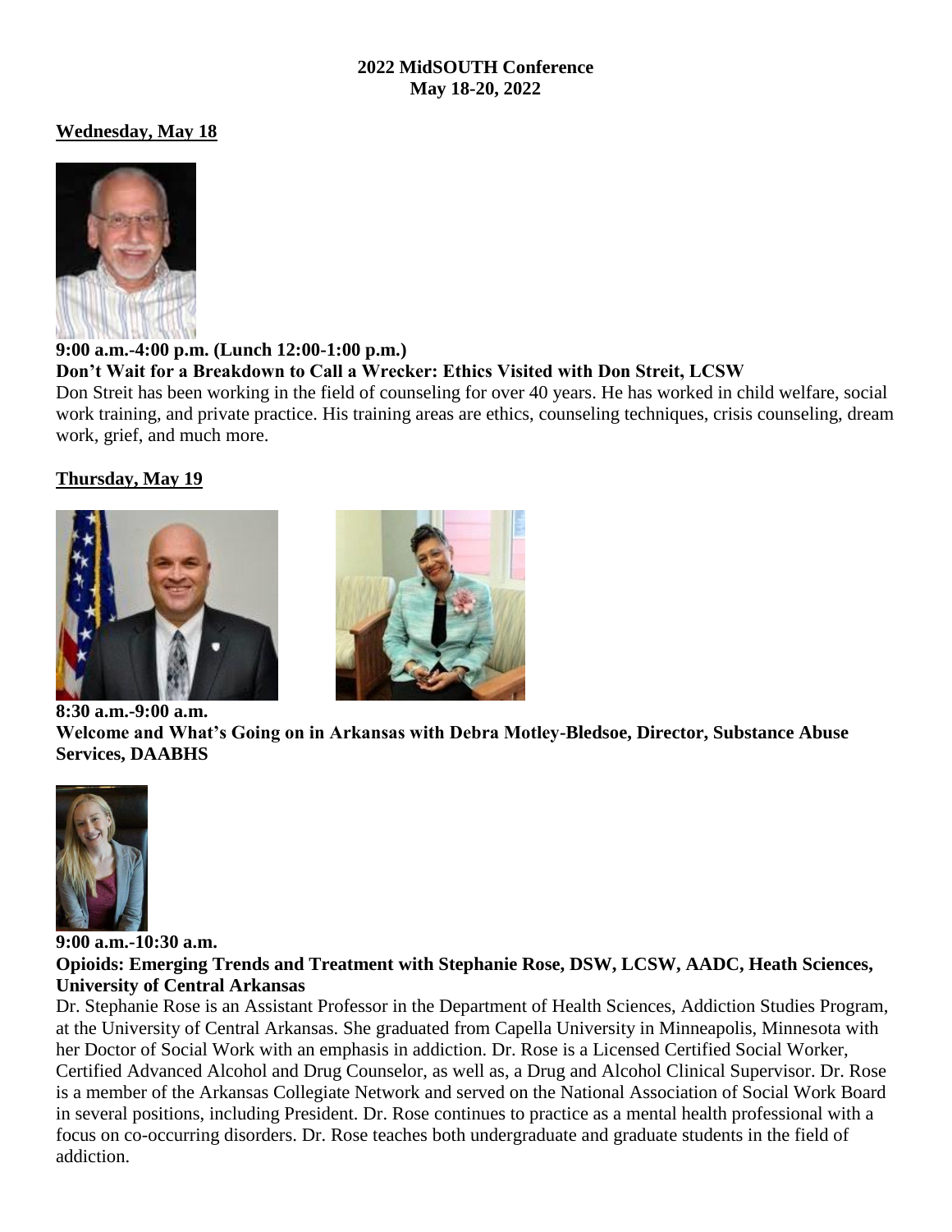**2022 MidSOUTH Conference**
**May 18-20, 2022**

**Wednesday, May 18**

**9:00 a.m.-4:00 p.m. (Lunch 12:00-1:00 p.m.)**
**Don't Wait for a Breakdown to Call a Wrecker: Ethics Visited with Don Streit, LCSW**

Don Streit has been working in the field of counseling for over 40 years. He has worked in child welfare, social work training, and private practice. His training areas are ethics, counseling techniques, crisis counseling, dream work, grief, and much more.

**Thursday, May 19**

**8:30 a.m.-9:00 a.m.**
**Welcome and What's Going on in Arkansas with Debra Motley-Bledsoe, Director, Substance Abuse Services, DAABHS**

**9:00 a.m.-10:30 a.m.**
**Opioids: Emerging Trends and Treatment with Stephanie Rose, DSW, LCSW, AADC, Heath Sciences, University of Central Arkansas**

Dr. Stephanie Rose is an Assistant Professor in the Department of Health Sciences, Addiction Studies Program, at the University of Central Arkansas. She graduated from Capella University in Minneapolis, Minnesota with her Doctor of Social Work with an emphasis in addiction. Dr. Rose is a Licensed Certified Social Worker, Certified Advanced Alcohol and Drug Counselor, as well as, a Drug and Alcohol Clinical Supervisor. Dr. Rose is a member of the Arkansas Collegiate Network and served on the National Association of Social Work Board in several positions, including President. Dr. Rose continues to practice as a mental health professional with a focus on co-occurring disorders. Dr. Rose teaches both undergraduate and graduate students in the field of addiction.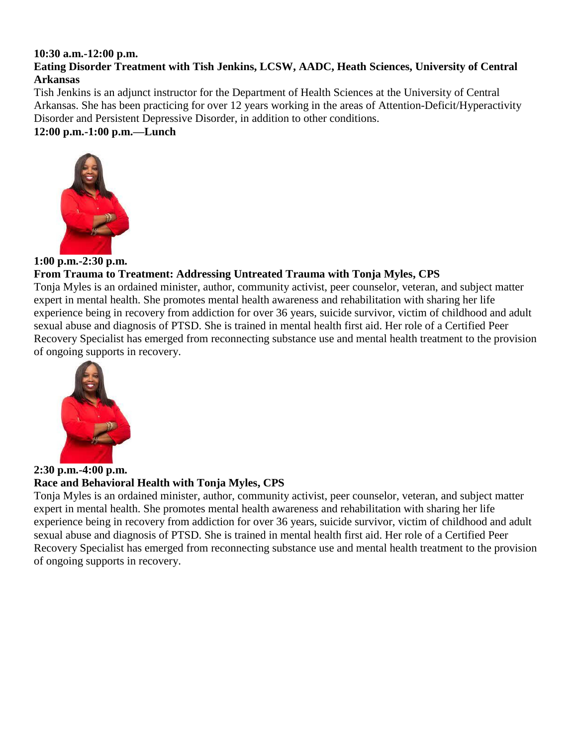**10:30 a.m.-12:00 p.m.**

**Eating Disorder Treatment with Tish Jenkins, LCSW, AADC, Heath Sciences, University of Central Arkansas**

Tish Jenkins is an adjunct instructor for the Department of Health Sciences at the University of Central Arkansas. She has been practicing for over 12 years working in the areas of Attention-Deficit/Hyperactivity Disorder and Persistent Depressive Disorder, in addition to other conditions.

**12:00 p.m.-1:00 p.m.—Lunch**

**1:00 p.m.-2:30 p.m.**

**From Trauma to Treatment: Addressing Untreated Trauma with Tonja Myles, CPS**

Tonja Myles is an ordained minister, author, community activist, peer counselor, veteran, and subject matter expert in mental health. She promotes mental health awareness and rehabilitation with sharing her life experience being in recovery from addiction for over 36 years, suicide survivor, victim of childhood and adult sexual abuse and diagnosis of PTSD. She is trained in mental health first aid. Her role of a Certified Peer Recovery Specialist has emerged from reconnecting substance use and mental health treatment to the provision of ongoing supports in recovery.

**2:30 p.m.-4:00 p.m.**

**Race and Behavioral Health with Tonja Myles, CPS**

Tonja Myles is an ordained minister, author, community activist, peer counselor, veteran, and subject matter expert in mental health. She promotes mental health awareness and rehabilitation with sharing her life experience being in recovery from addiction for over 36 years, suicide survivor, victim of childhood and adult sexual abuse and diagnosis of PTSD. She is trained in mental health first aid. Her role of a Certified Peer Recovery Specialist has emerged from reconnecting substance use and mental health treatment to the provision of ongoing supports in recovery.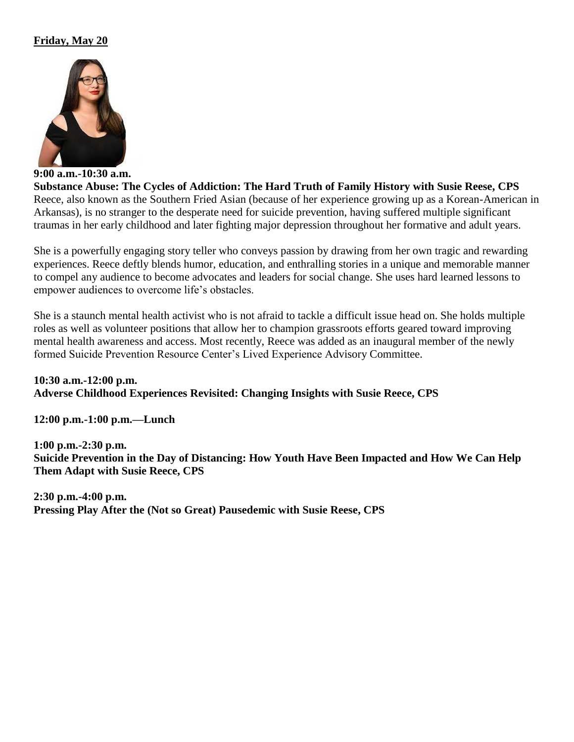**Friday, May 20**

**9:00 a.m.-10:30 a.m.**
**Substance Abuse: The Cycles of Addiction: The Hard Truth of Family History with Susie Reese, CPS**
Reece, also known as the Southern Fried Asian (because of her experience growing up as a Korean-American in Arkansas), is no stranger to the desperate need for suicide prevention, having suffered multiple significant traumas in her early childhood and later fighting major depression throughout her formative and adult years.

She is a powerfully engaging story teller who conveys passion by drawing from her own tragic and rewarding experiences. Reece deftly blends humor, education, and enthralling stories in a unique and memorable manner to compel any audience to become advocates and leaders for social change. She uses hard learned lessons to empower audiences to overcome life's obstacles.

She is a staunch mental health activist who is not afraid to tackle a difficult issue head on. She holds multiple roles as well as volunteer positions that allow her to champion grassroots efforts geared toward improving mental health awareness and access. Most recently, Reece was added as an inaugural member of the newly formed Suicide Prevention Resource Center's Lived Experience Advisory Committee.

**10:30 a.m.-12:00 p.m.**
**Adverse Childhood Experiences Revisited: Changing Insights with Susie Reece, CPS**

**12:00 p.m.-1:00 p.m.—Lunch**

**1:00 p.m.-2:30 p.m.**
**Suicide Prevention in the Day of Distancing: How Youth Have Been Impacted and How We Can Help Them Adapt with Susie Reece, CPS**

**2:30 p.m.-4:00 p.m.**
**Pressing Play After the (Not so Great) Pausedemic with Susie Reese, CPS**